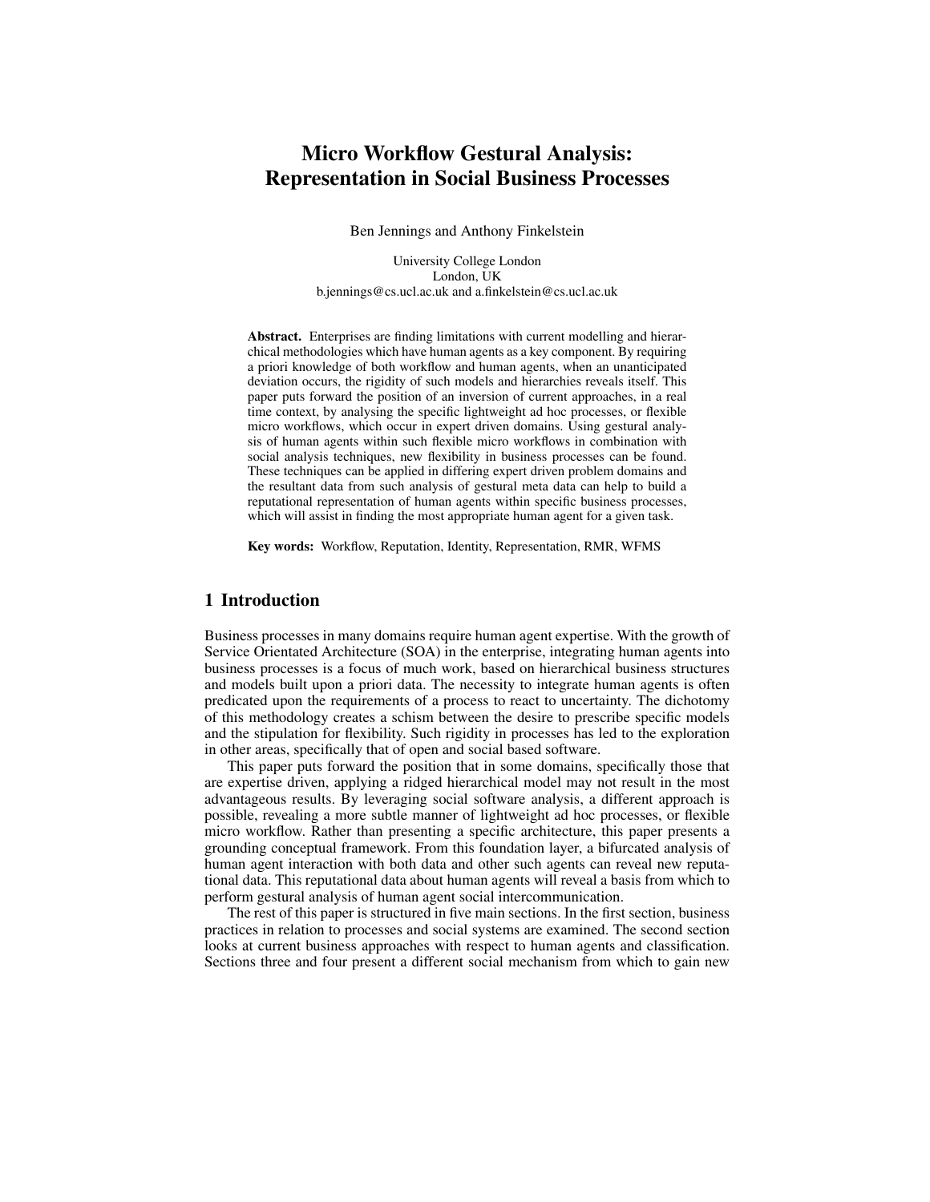# Micro Workflow Gestural Analysis: Representation in Social Business Processes

Ben Jennings and Anthony Finkelstein

University College London
London, UK
b.jennings@cs.ucl.ac.uk and a.finkelstein@cs.ucl.ac.uk

**Abstract.** Enterprises are finding limitations with current modelling and hierarchical methodologies which have human agents as a key component. By requiring a priori knowledge of both workflow and human agents, when an unanticipated deviation occurs, the rigidity of such models and hierarchies reveals itself. This paper puts forward the position of an inversion of current approaches, in a real time context, by analysing the specific lightweight ad hoc processes, or flexible micro workflows, which occur in expert driven domains. Using gestural analysis of human agents within such flexible micro workflows in combination with social analysis techniques, new flexibility in business processes can be found. These techniques can be applied in differing expert driven problem domains and the resultant data from such analysis of gestural meta data can help to build a reputational representation of human agents within specific business processes, which will assist in finding the most appropriate human agent for a given task.

**Key words:** Workflow, Reputation, Identity, Representation, RMR, WFMS

## 1 Introduction

Business processes in many domains require human agent expertise. With the growth of Service Orientated Architecture (SOA) in the enterprise, integrating human agents into business processes is a focus of much work, based on hierarchical business structures and models built upon a priori data. The necessity to integrate human agents is often predicated upon the requirements of a process to react to uncertainty. The dichotomy of this methodology creates a schism between the desire to prescribe specific models and the stipulation for flexibility. Such rigidity in processes has led to the exploration in other areas, specifically that of open and social based software.

This paper puts forward the position that in some domains, specifically those that are expertise driven, applying a ridged hierarchical model may not result in the most advantageous results. By leveraging social software analysis, a different approach is possible, revealing a more subtle manner of lightweight ad hoc processes, or flexible micro workflow. Rather than presenting a specific architecture, this paper presents a grounding conceptual framework. From this foundation layer, a bifurcated analysis of human agent interaction with both data and other such agents can reveal new reputational data. This reputational data about human agents will reveal a basis from which to perform gestural analysis of human agent social intercommunication.

The rest of this paper is structured in five main sections. In the first section, business practices in relation to processes and social systems are examined. The second section looks at current business approaches with respect to human agents and classification. Sections three and four present a different social mechanism from which to gain new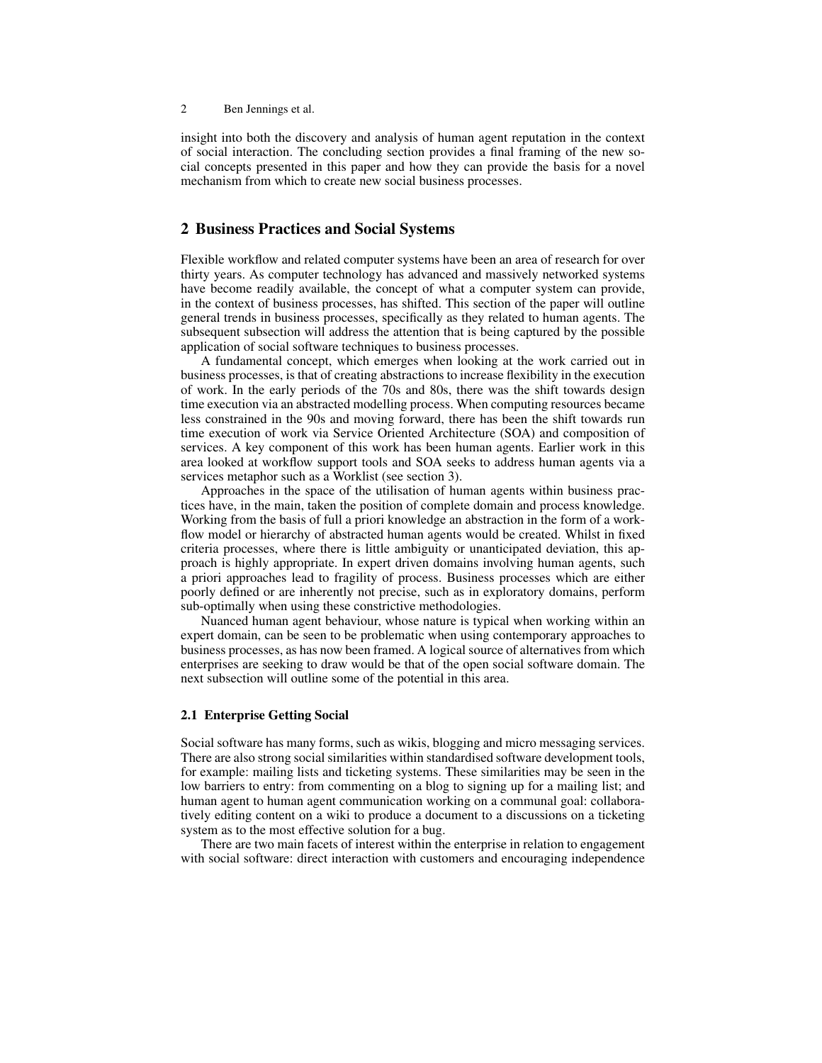insight into both the discovery and analysis of human agent reputation in the context of social interaction. The concluding section provides a final framing of the new social concepts presented in this paper and how they can provide the basis for a novel mechanism from which to create new social business processes.

## 2 Business Practices and Social Systems

Flexible workflow and related computer systems have been an area of research for over thirty years. As computer technology has advanced and massively networked systems have become readily available, the concept of what a computer system can provide, in the context of business processes, has shifted. This section of the paper will outline general trends in business processes, specifically as they related to human agents. The subsequent subsection will address the attention that is being captured by the possible application of social software techniques to business processes.

A fundamental concept, which emerges when looking at the work carried out in business processes, is that of creating abstractions to increase flexibility in the execution of work. In the early periods of the 70s and 80s, there was the shift towards design time execution via an abstracted modelling process. When computing resources became less constrained in the 90s and moving forward, there has been the shift towards run time execution of work via Service Oriented Architecture (SOA) and composition of services. A key component of this work has been human agents. Earlier work in this area looked at workflow support tools and SOA seeks to address human agents via a services metaphor such as a Worklist (see section 3).

Approaches in the space of the utilisation of human agents within business practices have, in the main, taken the position of complete domain and process knowledge. Working from the basis of full a priori knowledge an abstraction in the form of a workflow model or hierarchy of abstracted human agents would be created. Whilst in fixed criteria processes, where there is little ambiguity or unanticipated deviation, this approach is highly appropriate. In expert driven domains involving human agents, such a priori approaches lead to fragility of process. Business processes which are either poorly defined or are inherently not precise, such as in exploratory domains, perform sub-optimally when using these constrictive methodologies.

Nuanced human agent behaviour, whose nature is typical when working within an expert domain, can be seen to be problematic when using contemporary approaches to business processes, as has now been framed. A logical source of alternatives from which enterprises are seeking to draw would be that of the open social software domain. The next subsection will outline some of the potential in this area.

### 2.1 Enterprise Getting Social

Social software has many forms, such as wikis, blogging and micro messaging services. There are also strong social similarities within standardised software development tools, for example: mailing lists and ticketing systems. These similarities may be seen in the low barriers to entry: from commenting on a blog to signing up for a mailing list; and human agent to human agent communication working on a communal goal: collaboratively editing content on a wiki to produce a document to a discussions on a ticketing system as to the most effective solution for a bug.

There are two main facets of interest within the enterprise in relation to engagement with social software: direct interaction with customers and encouraging independence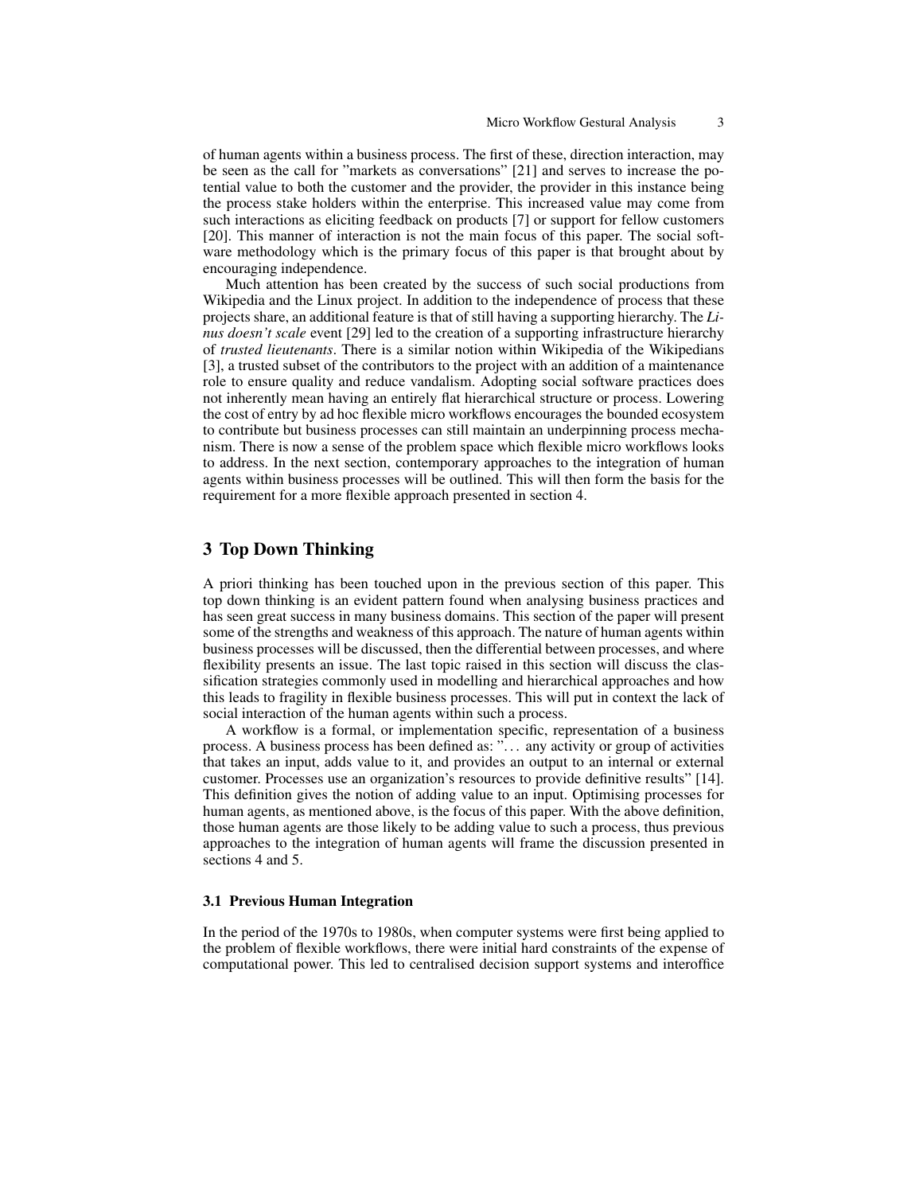of human agents within a business process. The first of these, direction interaction, may be seen as the call for "markets as conversations" [21] and serves to increase the potential value to both the customer and the provider, the provider in this instance being the process stake holders within the enterprise. This increased value may come from such interactions as eliciting feedback on products [7] or support for fellow customers [20]. This manner of interaction is not the main focus of this paper. The social software methodology which is the primary focus of this paper is that brought about by encouraging independence.

Much attention has been created by the success of such social productions from Wikipedia and the Linux project. In addition to the independence of process that these projects share, an additional feature is that of still having a supporting hierarchy. The *Linus doesn't scale* event [29] led to the creation of a supporting infrastructure hierarchy of *trusted lieutenants*. There is a similar notion within Wikipedia of the Wikipedians [3], a trusted subset of the contributors to the project with an addition of a maintenance role to ensure quality and reduce vandalism. Adopting social software practices does not inherently mean having an entirely flat hierarchical structure or process. Lowering the cost of entry by ad hoc flexible micro workflows encourages the bounded ecosystem to contribute but business processes can still maintain an underpinning process mechanism. There is now a sense of the problem space which flexible micro workflows looks to address. In the next section, contemporary approaches to the integration of human agents within business processes will be outlined. This will then form the basis for the requirement for a more flexible approach presented in section 4.

## 3 Top Down Thinking

A priori thinking has been touched upon in the previous section of this paper. This top down thinking is an evident pattern found when analysing business practices and has seen great success in many business domains. This section of the paper will present some of the strengths and weakness of this approach. The nature of human agents within business processes will be discussed, then the differential between processes, and where flexibility presents an issue. The last topic raised in this section will discuss the classification strategies commonly used in modelling and hierarchical approaches and how this leads to fragility in flexible business processes. This will put in context the lack of social interaction of the human agents within such a process.

A workflow is a formal, or implementation specific, representation of a business process. A business process has been defined as: "… any activity or group of activities that takes an input, adds value to it, and provides an output to an internal or external customer. Processes use an organization's resources to provide definitive results" [14]. This definition gives the notion of adding value to an input. Optimising processes for human agents, as mentioned above, is the focus of this paper. With the above definition, those human agents are those likely to be adding value to such a process, thus previous approaches to the integration of human agents will frame the discussion presented in sections 4 and 5.

### 3.1 Previous Human Integration

In the period of the 1970s to 1980s, when computer systems were first being applied to the problem of flexible workflows, there were initial hard constraints of the expense of computational power. This led to centralised decision support systems and interoffice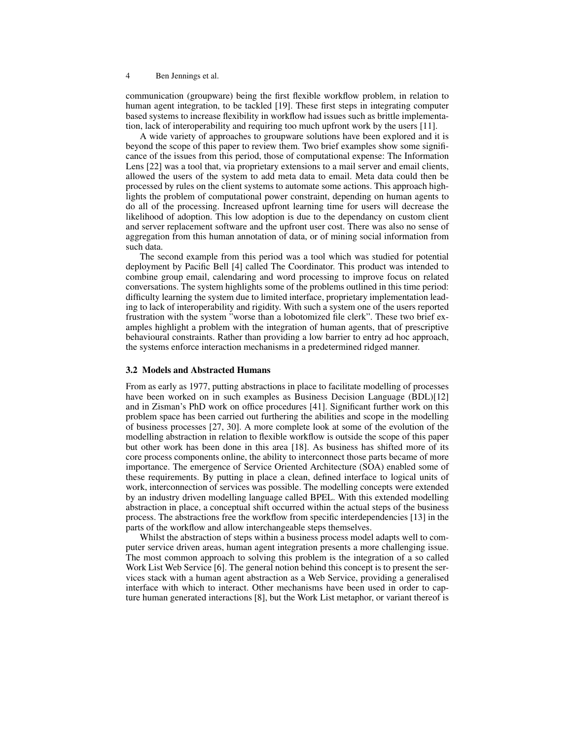communication (groupware) being the first flexible workflow problem, in relation to human agent integration, to be tackled [19]. These first steps in integrating computer based systems to increase flexibility in workflow had issues such as brittle implementation, lack of interoperability and requiring too much upfront work by the users [11].

A wide variety of approaches to groupware solutions have been explored and it is beyond the scope of this paper to review them. Two brief examples show some significance of the issues from this period, those of computational expense: The Information Lens [22] was a tool that, via proprietary extensions to a mail server and email clients, allowed the users of the system to add meta data to email. Meta data could then be processed by rules on the client systems to automate some actions. This approach highlights the problem of computational power constraint, depending on human agents to do all of the processing. Increased upfront learning time for users will decrease the likelihood of adoption. This low adoption is due to the dependancy on custom client and server replacement software and the upfront user cost. There was also no sense of aggregation from this human annotation of data, or of mining social information from such data.

The second example from this period was a tool which was studied for potential deployment by Pacific Bell [4] called The Coordinator. This product was intended to combine group email, calendaring and word processing to improve focus on related conversations. The system highlights some of the problems outlined in this time period: difficulty learning the system due to limited interface, proprietary implementation leading to lack of interoperability and rigidity. With such a system one of the users reported frustration with the system "worse than a lobotomized file clerk". These two brief examples highlight a problem with the integration of human agents, that of prescriptive behavioural constraints. Rather than providing a low barrier to entry ad hoc approach, the systems enforce interaction mechanisms in a predetermined ridged manner.

### 3.2 Models and Abstracted Humans

From as early as 1977, putting abstractions in place to facilitate modelling of processes have been worked on in such examples as Business Decision Language (BDL)[12] and in Zisman's PhD work on office procedures [41]. Significant further work on this problem space has been carried out furthering the abilities and scope in the modelling of business processes [27, 30]. A more complete look at some of the evolution of the modelling abstraction in relation to flexible workflow is outside the scope of this paper but other work has been done in this area [18]. As business has shifted more of its core process components online, the ability to interconnect those parts became of more importance. The emergence of Service Oriented Architecture (SOA) enabled some of these requirements. By putting in place a clean, defined interface to logical units of work, interconnection of services was possible. The modelling concepts were extended by an industry driven modelling language called BPEL. With this extended modelling abstraction in place, a conceptual shift occurred within the actual steps of the business process. The abstractions free the workflow from specific interdependencies [13] in the parts of the workflow and allow interchangeable steps themselves.

Whilst the abstraction of steps within a business process model adapts well to computer service driven areas, human agent integration presents a more challenging issue. The most common approach to solving this problem is the integration of a so called Work List Web Service [6]. The general notion behind this concept is to present the services stack with a human agent abstraction as a Web Service, providing a generalised interface with which to interact. Other mechanisms have been used in order to capture human generated interactions [8], but the Work List metaphor, or variant thereof is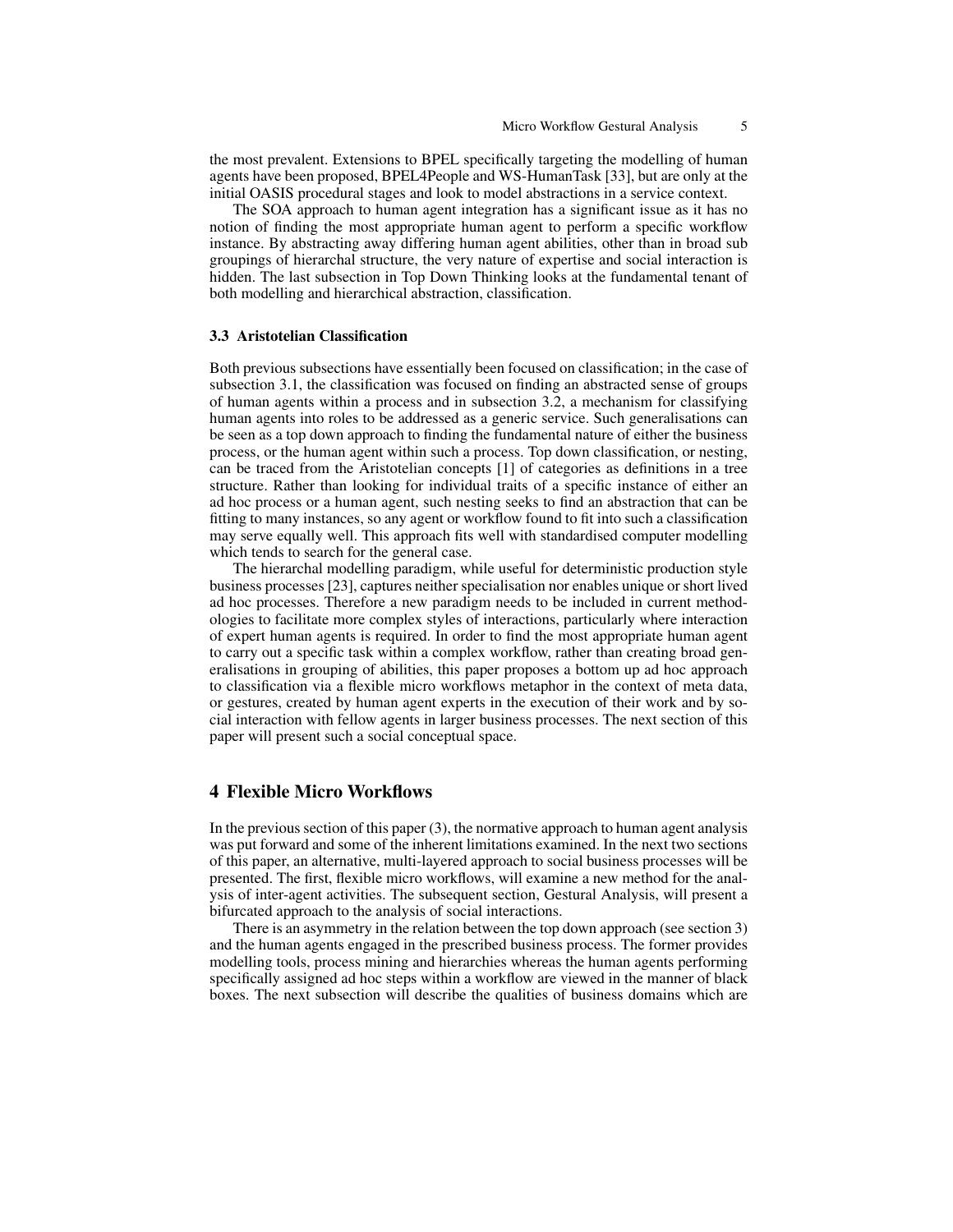the most prevalent. Extensions to BPEL specifically targeting the modelling of human agents have been proposed, BPEL4People and WS-HumanTask [33], but are only at the initial OASIS procedural stages and look to model abstractions in a service context.

The SOA approach to human agent integration has a significant issue as it has no notion of finding the most appropriate human agent to perform a specific workflow instance. By abstracting away differing human agent abilities, other than in broad sub groupings of hierarchal structure, the very nature of expertise and social interaction is hidden. The last subsection in Top Down Thinking looks at the fundamental tenant of both modelling and hierarchical abstraction, classification.

### 3.3 Aristotelian Classification

Both previous subsections have essentially been focused on classification; in the case of subsection 3.1, the classification was focused on finding an abstracted sense of groups of human agents within a process and in subsection 3.2, a mechanism for classifying human agents into roles to be addressed as a generic service. Such generalisations can be seen as a top down approach to finding the fundamental nature of either the business process, or the human agent within such a process. Top down classification, or nesting, can be traced from the Aristotelian concepts [1] of categories as definitions in a tree structure. Rather than looking for individual traits of a specific instance of either an ad hoc process or a human agent, such nesting seeks to find an abstraction that can be fitting to many instances, so any agent or workflow found to fit into such a classification may serve equally well. This approach fits well with standardised computer modelling which tends to search for the general case.

The hierarchal modelling paradigm, while useful for deterministic production style business processes [23], captures neither specialisation nor enables unique or short lived ad hoc processes. Therefore a new paradigm needs to be included in current methodologies to facilitate more complex styles of interactions, particularly where interaction of expert human agents is required. In order to find the most appropriate human agent to carry out a specific task within a complex workflow, rather than creating broad generalisations in grouping of abilities, this paper proposes a bottom up ad hoc approach to classification via a flexible micro workflows metaphor in the context of meta data, or gestures, created by human agent experts in the execution of their work and by social interaction with fellow agents in larger business processes. The next section of this paper will present such a social conceptual space.

## 4 Flexible Micro Workflows

In the previous section of this paper (3), the normative approach to human agent analysis was put forward and some of the inherent limitations examined. In the next two sections of this paper, an alternative, multi-layered approach to social business processes will be presented. The first, flexible micro workflows, will examine a new method for the analysis of inter-agent activities. The subsequent section, Gestural Analysis, will present a bifurcated approach to the analysis of social interactions.

There is an asymmetry in the relation between the top down approach (see section 3) and the human agents engaged in the prescribed business process. The former provides modelling tools, process mining and hierarchies whereas the human agents performing specifically assigned ad hoc steps within a workflow are viewed in the manner of black boxes. The next subsection will describe the qualities of business domains which are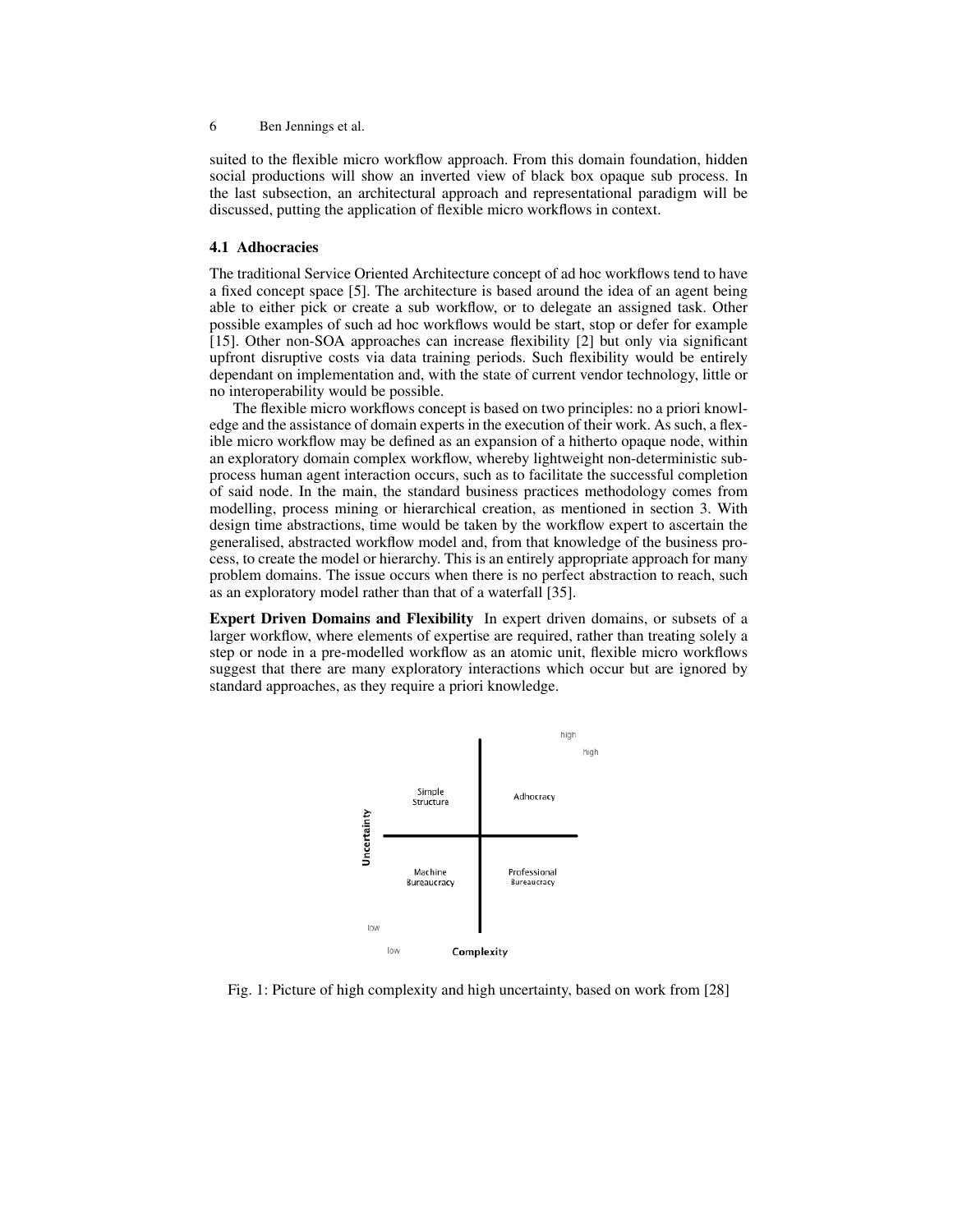suited to the flexible micro workflow approach. From this domain foundation, hidden social productions will show an inverted view of black box opaque sub process. In the last subsection, an architectural approach and representational paradigm will be discussed, putting the application of flexible micro workflows in context.

### 4.1 Adhocracies

The traditional Service Oriented Architecture concept of ad hoc workflows tend to have a fixed concept space [5]. The architecture is based around the idea of an agent being able to either pick or create a sub workflow, or to delegate an assigned task. Other possible examples of such ad hoc workflows would be start, stop or defer for example [15]. Other non-SOA approaches can increase flexibility [2] but only via significant upfront disruptive costs via data training periods. Such flexibility would be entirely dependant on implementation and, with the state of current vendor technology, little or no interoperability would be possible.

The flexible micro workflows concept is based on two principles: no a priori knowledge and the assistance of domain experts in the execution of their work. As such, a flexible micro workflow may be defined as an expansion of a hitherto opaque node, within an exploratory domain complex workflow, whereby lightweight non-deterministic sub-process human agent interaction occurs, such as to facilitate the successful completion of said node. In the main, the standard business practices methodology comes from modelling, process mining or hierarchical creation, as mentioned in section 3. With design time abstractions, time would be taken by the workflow expert to ascertain the generalised, abstracted workflow model and, from that knowledge of the business process, to create the model or hierarchy. This is an entirely appropriate approach for many problem domains. The issue occurs when there is no perfect abstraction to reach, such as an exploratory model rather than that of a waterfall [35].

**Expert Driven Domains and Flexibility** In expert driven domains, or subsets of a larger workflow, where elements of expertise are required, rather than treating solely a step or node in a pre-modelled workflow as an atomic unit, flexible micro workflows suggest that there are many exploratory interactions which occur but are ignored by standard approaches, as they require a priori knowledge.

| | Low complexity | High complexity |
|---|---|---|
| High uncertainty | Simple Structure | Adhocracy |
| Low uncertainty | Machine Bureaucracy | Professional Bureaucracy |

Fig. 1: Picture of high complexity and high uncertainty, based on work from [28]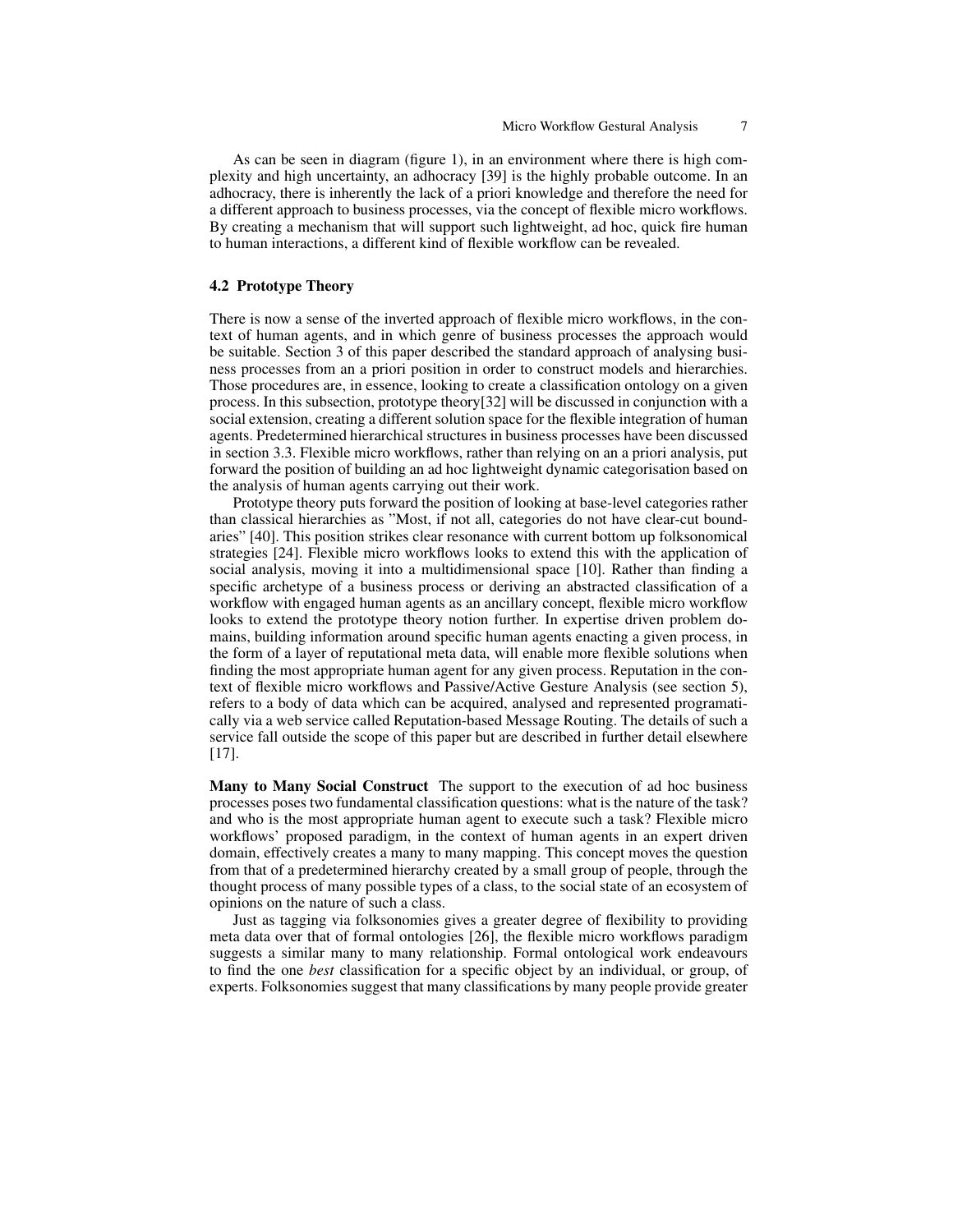As can be seen in diagram (figure 1), in an environment where there is high complexity and high uncertainty, an adhocracy [39] is the highly probable outcome. In an adhocracy, there is inherently the lack of a priori knowledge and therefore the need for a different approach to business processes, via the concept of flexible micro workflows. By creating a mechanism that will support such lightweight, ad hoc, quick fire human to human interactions, a different kind of flexible workflow can be revealed.

### 4.2 Prototype Theory

There is now a sense of the inverted approach of flexible micro workflows, in the context of human agents, and in which genre of business processes the approach would be suitable. Section 3 of this paper described the standard approach of analysing business processes from an a priori position in order to construct models and hierarchies. Those procedures are, in essence, looking to create a classification ontology on a given process. In this subsection, prototype theory[32] will be discussed in conjunction with a social extension, creating a different solution space for the flexible integration of human agents. Predetermined hierarchical structures in business processes have been discussed in section 3.3. Flexible micro workflows, rather than relying on an a priori analysis, put forward the position of building an ad hoc lightweight dynamic categorisation based on the analysis of human agents carrying out their work.

Prototype theory puts forward the position of looking at base-level categories rather than classical hierarchies as "Most, if not all, categories do not have clear-cut boundaries" [40]. This position strikes clear resonance with current bottom up folksonomical strategies [24]. Flexible micro workflows looks to extend this with the application of social analysis, moving it into a multidimensional space [10]. Rather than finding a specific archetype of a business process or deriving an abstracted classification of a workflow with engaged human agents as an ancillary concept, flexible micro workflow looks to extend the prototype theory notion further. In expertise driven problem domains, building information around specific human agents enacting a given process, in the form of a layer of reputational meta data, will enable more flexible solutions when finding the most appropriate human agent for any given process. Reputation in the context of flexible micro workflows and Passive/Active Gesture Analysis (see section 5), refers to a body of data which can be acquired, analysed and represented programatically via a web service called Reputation-based Message Routing. The details of such a service fall outside the scope of this paper but are described in further detail elsewhere [17].

**Many to Many Social Construct** The support to the execution of ad hoc business processes poses two fundamental classification questions: what is the nature of the task? and who is the most appropriate human agent to execute such a task? Flexible micro workflows' proposed paradigm, in the context of human agents in an expert driven domain, effectively creates a many to many mapping. This concept moves the question from that of a predetermined hierarchy created by a small group of people, through the thought process of many possible types of a class, to the social state of an ecosystem of opinions on the nature of such a class.

Just as tagging via folksonomies gives a greater degree of flexibility to providing meta data over that of formal ontologies [26], the flexible micro workflows paradigm suggests a similar many to many relationship. Formal ontological work endeavours to find the one *best* classification for a specific object by an individual, or group, of experts. Folksonomies suggest that many classifications by many people provide greater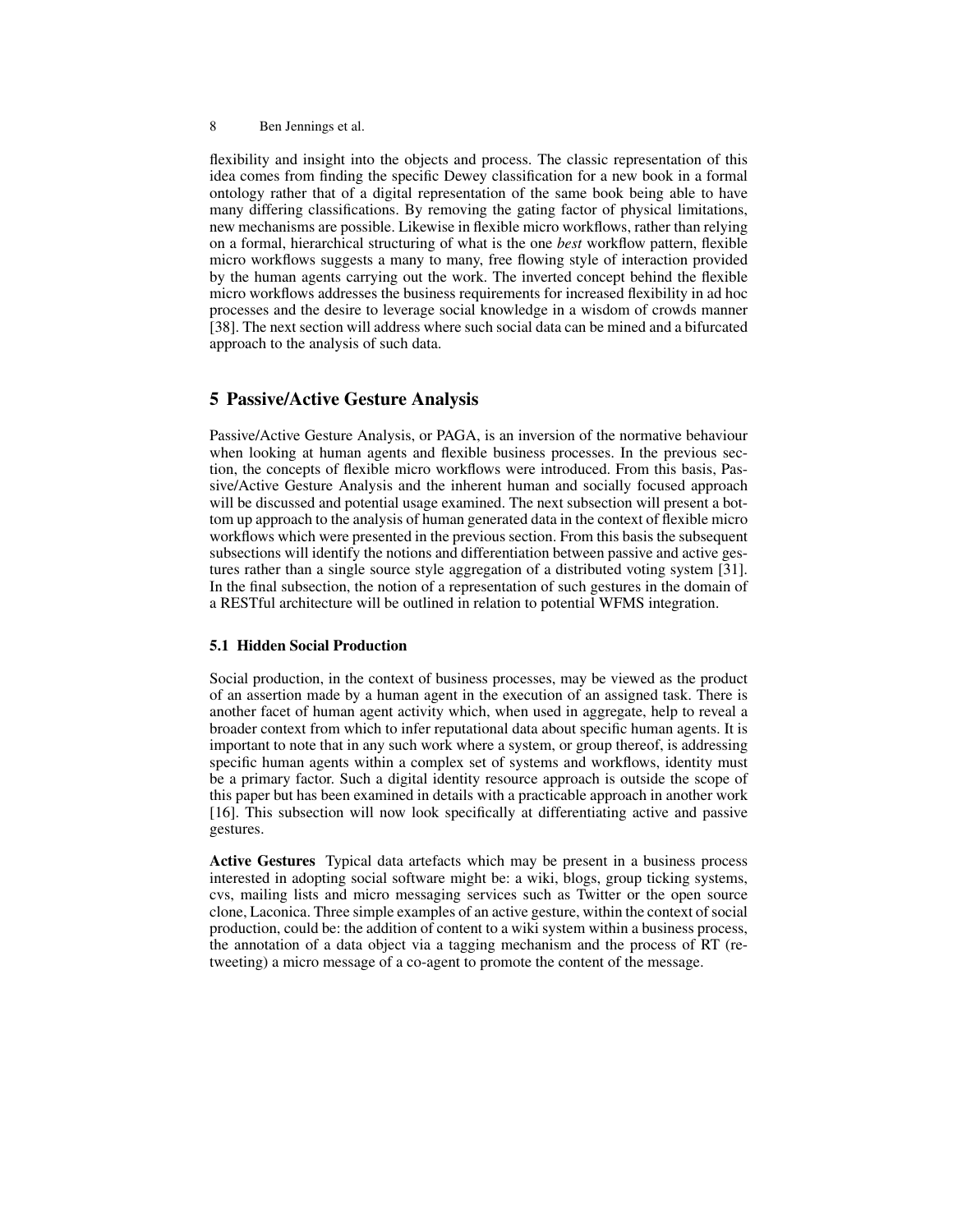flexibility and insight into the objects and process. The classic representation of this idea comes from finding the specific Dewey classification for a new book in a formal ontology rather that of a digital representation of the same book being able to have many differing classifications. By removing the gating factor of physical limitations, new mechanisms are possible. Likewise in flexible micro workflows, rather than relying on a formal, hierarchical structuring of what is the one *best* workflow pattern, flexible micro workflows suggests a many to many, free flowing style of interaction provided by the human agents carrying out the work. The inverted concept behind the flexible micro workflows addresses the business requirements for increased flexibility in ad hoc processes and the desire to leverage social knowledge in a wisdom of crowds manner [38]. The next section will address where such social data can be mined and a bifurcated approach to the analysis of such data.

## 5 Passive/Active Gesture Analysis

Passive/Active Gesture Analysis, or PAGA, is an inversion of the normative behaviour when looking at human agents and flexible business processes. In the previous section, the concepts of flexible micro workflows were introduced. From this basis, Passive/Active Gesture Analysis and the inherent human and socially focused approach will be discussed and potential usage examined. The next subsection will present a bottom up approach to the analysis of human generated data in the context of flexible micro workflows which were presented in the previous section. From this basis the subsequent subsections will identify the notions and differentiation between passive and active gestures rather than a single source style aggregation of a distributed voting system [31]. In the final subsection, the notion of a representation of such gestures in the domain of a RESTful architecture will be outlined in relation to potential WFMS integration.

### 5.1 Hidden Social Production

Social production, in the context of business processes, may be viewed as the product of an assertion made by a human agent in the execution of an assigned task. There is another facet of human agent activity which, when used in aggregate, help to reveal a broader context from which to infer reputational data about specific human agents. It is important to note that in any such work where a system, or group thereof, is addressing specific human agents within a complex set of systems and workflows, identity must be a primary factor. Such a digital identity resource approach is outside the scope of this paper but has been examined in details with a practicable approach in another work [16]. This subsection will now look specifically at differentiating active and passive gestures.

**Active Gestures** Typical data artefacts which may be present in a business process interested in adopting social software might be: a wiki, blogs, group ticking systems, cvs, mailing lists and micro messaging services such as Twitter or the open source clone, Laconica. Three simple examples of an active gesture, within the context of social production, could be: the addition of content to a wiki system within a business process, the annotation of a data object via a tagging mechanism and the process of RT (re-tweeting) a micro message of a co-agent to promote the content of the message.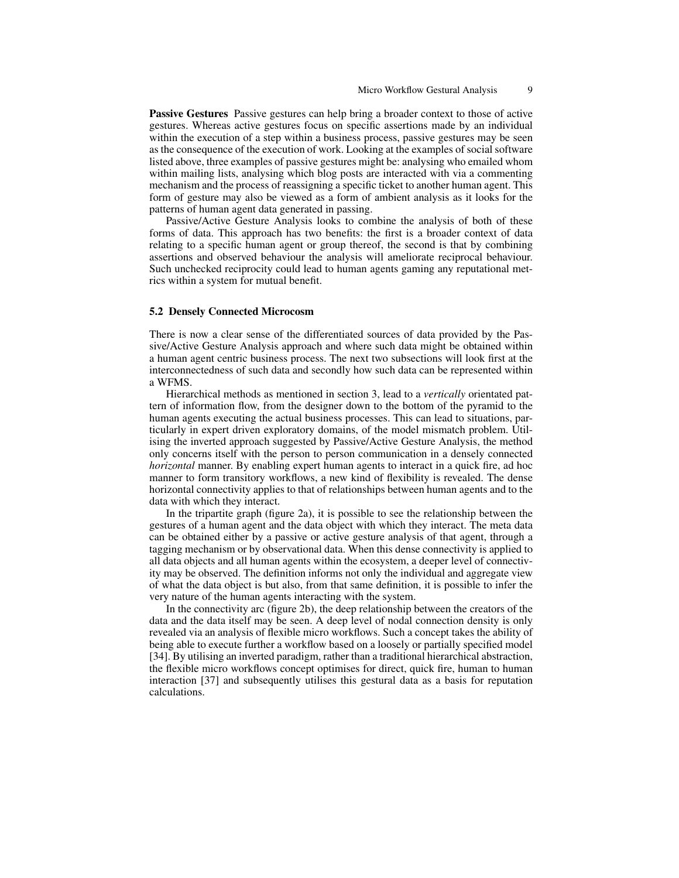**Passive Gestures** Passive gestures can help bring a broader context to those of active gestures. Whereas active gestures focus on specific assertions made by an individual within the execution of a step within a business process, passive gestures may be seen as the consequence of the execution of work. Looking at the examples of social software listed above, three examples of passive gestures might be: analysing who emailed whom within mailing lists, analysing which blog posts are interacted with via a commenting mechanism and the process of reassigning a specific ticket to another human agent. This form of gesture may also be viewed as a form of ambient analysis as it looks for the patterns of human agent data generated in passing.

Passive/Active Gesture Analysis looks to combine the analysis of both of these forms of data. This approach has two benefits: the first is a broader context of data relating to a specific human agent or group thereof, the second is that by combining assertions and observed behaviour the analysis will ameliorate reciprocal behaviour. Such unchecked reciprocity could lead to human agents gaming any reputational metrics within a system for mutual benefit.

### 5.2 Densely Connected Microcosm

There is now a clear sense of the differentiated sources of data provided by the Passive/Active Gesture Analysis approach and where such data might be obtained within a human agent centric business process. The next two subsections will look first at the interconnectedness of such data and secondly how such data can be represented within a WFMS.

Hierarchical methods as mentioned in section 3, lead to a *vertically* orientated pattern of information flow, from the designer down to the bottom of the pyramid to the human agents executing the actual business processes. This can lead to situations, particularly in expert driven exploratory domains, of the model mismatch problem. Utilising the inverted approach suggested by Passive/Active Gesture Analysis, the method only concerns itself with the person to person communication in a densely connected *horizontal* manner. By enabling expert human agents to interact in a quick fire, ad hoc manner to form transitory workflows, a new kind of flexibility is revealed. The dense horizontal connectivity applies to that of relationships between human agents and to the data with which they interact.

In the tripartite graph (figure 2a), it is possible to see the relationship between the gestures of a human agent and the data object with which they interact. The meta data can be obtained either by a passive or active gesture analysis of that agent, through a tagging mechanism or by observational data. When this dense connectivity is applied to all data objects and all human agents within the ecosystem, a deeper level of connectivity may be observed. The definition informs not only the individual and aggregate view of what the data object is but also, from that same definition, it is possible to infer the very nature of the human agents interacting with the system.

In the connectivity arc (figure 2b), the deep relationship between the creators of the data and the data itself may be seen. A deep level of nodal connection density is only revealed via an analysis of flexible micro workflows. Such a concept takes the ability of being able to execute further a workflow based on a loosely or partially specified model [34]. By utilising an inverted paradigm, rather than a traditional hierarchical abstraction, the flexible micro workflows concept optimises for direct, quick fire, human to human interaction [37] and subsequently utilises this gestural data as a basis for reputation calculations.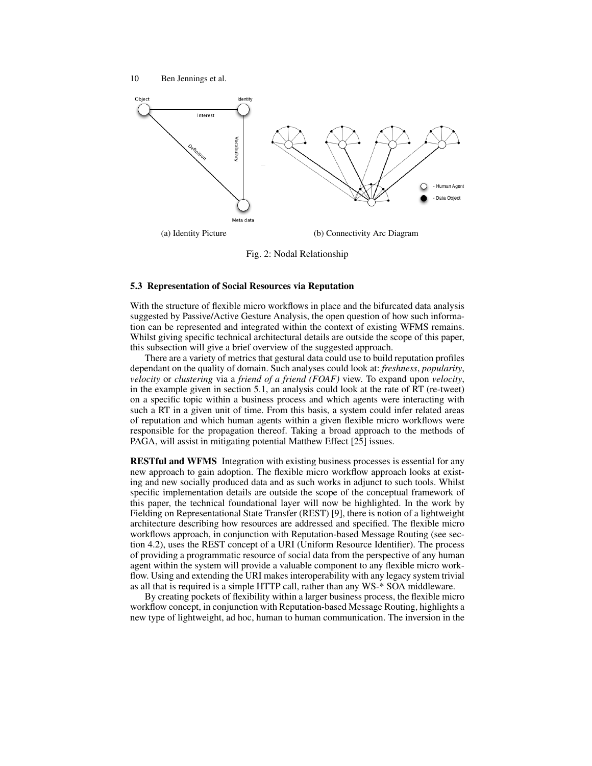(a) Identity Picture

(b) Connectivity Arc Diagram

Fig. 2: Nodal Relationship

### 5.3 Representation of Social Resources via Reputation

With the structure of flexible micro workflows in place and the bifurcated data analysis suggested by Passive/Active Gesture Analysis, the open question of how such information can be represented and integrated within the context of existing WFMS remains. Whilst giving specific technical architectural details are outside the scope of this paper, this subsection will give a brief overview of the suggested approach.

There are a variety of metrics that gestural data could use to build reputation profiles dependant on the quality of domain. Such analyses could look at: *freshness*, *popularity*, *velocity* or *clustering* via a *friend of a friend (FOAF)* view. To expand upon *velocity*, in the example given in section 5.1, an analysis could look at the rate of RT (re-tweet) on a specific topic within a business process and which agents were interacting with such a RT in a given unit of time. From this basis, a system could infer related areas of reputation and which human agents within a given flexible micro workflows were responsible for the propagation thereof. Taking a broad approach to the methods of PAGA, will assist in mitigating potential Matthew Effect [25] issues.

**RESTful and WFMS** Integration with existing business processes is essential for any new approach to gain adoption. The flexible micro workflow approach looks at existing and new socially produced data and as such works in adjunct to such tools. Whilst specific implementation details are outside the scope of the conceptual framework of this paper, the technical foundational layer will now be highlighted. In the work by Fielding on Representational State Transfer (REST) [9], there is notion of a lightweight architecture describing how resources are addressed and specified. The flexible micro workflows approach, in conjunction with Reputation-based Message Routing (see section 4.2), uses the REST concept of a URI (Uniform Resource Identifier). The process of providing a programmatic resource of social data from the perspective of any human agent within the system will provide a valuable component to any flexible micro workflow. Using and extending the URI makes interoperability with any legacy system trivial as all that is required is a simple HTTP call, rather than any WS-* SOA middleware.

By creating pockets of flexibility within a larger business process, the flexible micro workflow concept, in conjunction with Reputation-based Message Routing, highlights a new type of lightweight, ad hoc, human to human communication. The inversion in the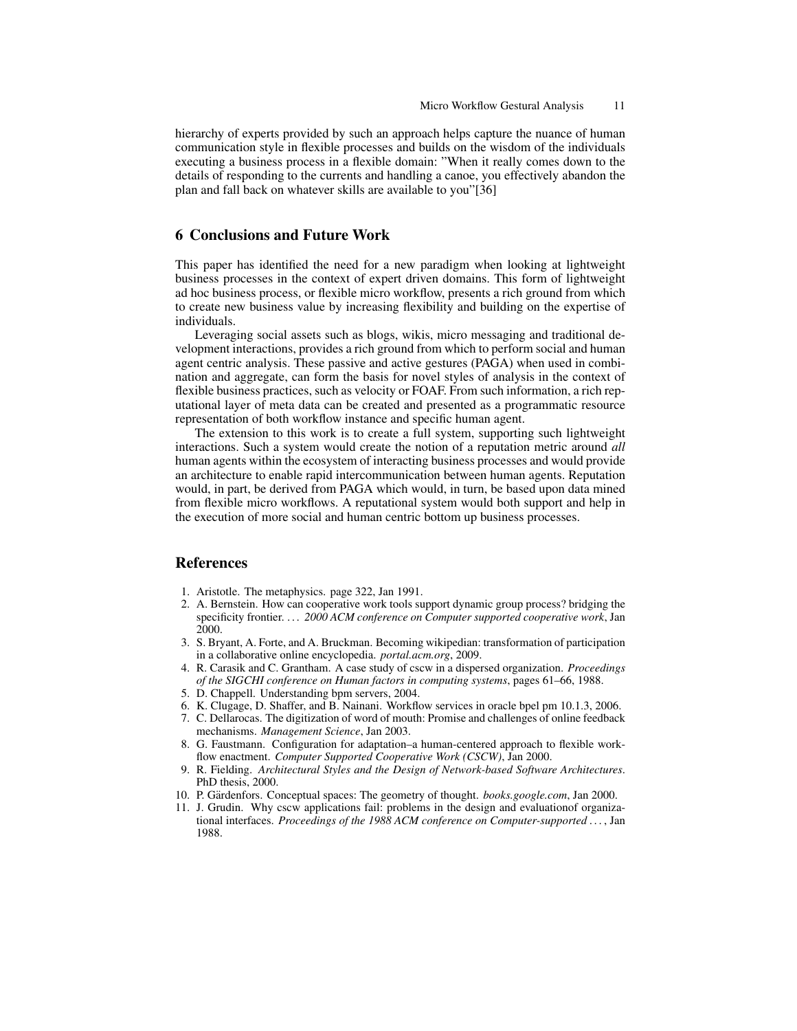hierarchy of experts provided by such an approach helps capture the nuance of human communication style in flexible processes and builds on the wisdom of the individuals executing a business process in a flexible domain: "When it really comes down to the details of responding to the currents and handling a canoe, you effectively abandon the plan and fall back on whatever skills are available to you"[36]

## 6 Conclusions and Future Work

This paper has identified the need for a new paradigm when looking at lightweight business processes in the context of expert driven domains. This form of lightweight ad hoc business process, or flexible micro workflow, presents a rich ground from which to create new business value by increasing flexibility and building on the expertise of individuals.

Leveraging social assets such as blogs, wikis, micro messaging and traditional development interactions, provides a rich ground from which to perform social and human agent centric analysis. These passive and active gestures (PAGA) when used in combination and aggregate, can form the basis for novel styles of analysis in the context of flexible business practices, such as velocity or FOAF. From such information, a rich reputational layer of meta data can be created and presented as a programmatic resource representation of both workflow instance and specific human agent.

The extension to this work is to create a full system, supporting such lightweight interactions. Such a system would create the notion of a reputation metric around *all* human agents within the ecosystem of interacting business processes and would provide an architecture to enable rapid intercommunication between human agents. Reputation would, in part, be derived from PAGA which would, in turn, be based upon data mined from flexible micro workflows. A reputational system would both support and help in the execution of more social and human centric bottom up business processes.

## References

1. Aristotle. The metaphysics. page 322, Jan 1991.
2. A. Bernstein. How can cooperative work tools support dynamic group process? bridging the specificity frontier. ... *2000 ACM conference on Computer supported cooperative work*, Jan 2000.
3. S. Bryant, A. Forte, and A. Bruckman. Becoming wikipedian: transformation of participation in a collaborative online encyclopedia. *portal.acm.org*, 2009.
4. R. Carasik and C. Grantham. A case study of cscw in a dispersed organization. *Proceedings of the SIGCHI conference on Human factors in computing systems*, pages 61–66, 1988.
5. D. Chappell. Understanding bpm servers, 2004.
6. K. Clugage, D. Shaffer, and B. Nainani. Workflow services in oracle bpel pm 10.1.3, 2006.
7. C. Dellarocas. The digitization of word of mouth: Promise and challenges of online feedback mechanisms. *Management Science*, Jan 2003.
8. G. Faustmann. Configuration for adaptation–a human-centered approach to flexible workflow enactment. *Computer Supported Cooperative Work (CSCW)*, Jan 2000.
9. R. Fielding. *Architectural Styles and the Design of Network-based Software Architectures*. PhD thesis, 2000.
10. P. Gärdenfors. Conceptual spaces: The geometry of thought. *books.google.com*, Jan 2000.
11. J. Grudin. Why cscw applications fail: problems in the design and evaluationof organizational interfaces. *Proceedings of the 1988 ACM conference on Computer-supported ...*, Jan 1988.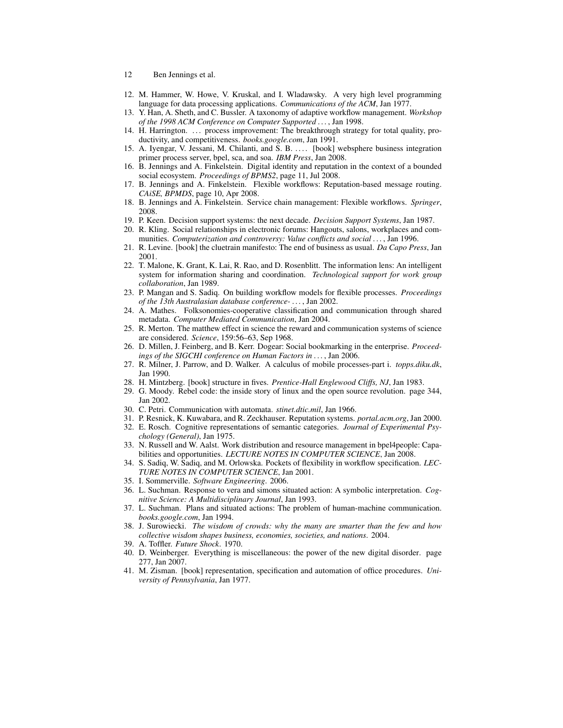12. M. Hammer, W. Howe, V. Kruskal, and I. Wladawsky. A very high level programming language for data processing applications. *Communications of the ACM*, Jan 1977.
13. Y. Han, A. Sheth, and C. Bussler. A taxonomy of adaptive workflow management. *Workshop of the 1998 ACM Conference on Computer Supported ...*, Jan 1998.
14. H. Harrington. ... process improvement: The breakthrough strategy for total quality, productivity, and competitiveness. *books.google.com*, Jan 1991.
15. A. Iyengar, V. Jessani, M. Chilanti, and S. B. .... [book] websphere business integration primer process server, bpel, sca, and soa. *IBM Press*, Jan 2008.
16. B. Jennings and A. Finkelstein. Digital identity and reputation in the context of a bounded social ecosystem. *Proceedings of BPMS2*, page 11, Jul 2008.
17. B. Jennings and A. Finkelstein. Flexible workflows: Reputation-based message routing. *CAiSE, BPMDS*, page 10, Apr 2008.
18. B. Jennings and A. Finkelstein. Service chain management: Flexible workflows. *Springer*, 2008.
19. P. Keen. Decision support systems: the next decade. *Decision Support Systems*, Jan 1987.
20. R. Kling. Social relationships in electronic forums: Hangouts, salons, workplaces and communities. *Computerization and controversy: Value conflicts and social ...*, Jan 1996.
21. R. Levine. [book] the cluetrain manifesto: The end of business as usual. *Da Capo Press*, Jan 2001.
22. T. Malone, K. Grant, K. Lai, R. Rao, and D. Rosenblitt. The information lens: An intelligent system for information sharing and coordination. *Technological support for work group collaboration*, Jan 1989.
23. P. Mangan and S. Sadiq. On building workflow models for flexible processes. *Proceedings of the 13th Australasian database conference- ...*, Jan 2002.
24. A. Mathes. Folksonomies-cooperative classification and communication through shared metadata. *Computer Mediated Communication*, Jan 2004.
25. R. Merton. The matthew effect in science the reward and communication systems of science are considered. *Science*, 159:56–63, Sep 1968.
26. D. Millen, J. Feinberg, and B. Kerr. Dogear: Social bookmarking in the enterprise. *Proceedings of the SIGCHI conference on Human Factors in ...*, Jan 2006.
27. R. Milner, J. Parrow, and D. Walker. A calculus of mobile processes-part i. *topps.diku.dk*, Jan 1990.
28. H. Mintzberg. [book] structure in fives. *Prentice-Hall Englewood Cliffs, NJ*, Jan 1983.
29. G. Moody. Rebel code: the inside story of linux and the open source revolution. page 344, Jan 2002.
30. C. Petri. Communication with automata. *stinet.dtic.mil*, Jan 1966.
31. P. Resnick, K. Kuwabara, and R. Zeckhauser. Reputation systems. *portal.acm.org*, Jan 2000.
32. E. Rosch. Cognitive representations of semantic categories. *Journal of Experimental Psychology (General)*, Jan 1975.
33. N. Russell and W. Aalst. Work distribution and resource management in bpel4people: Capabilities and opportunities. *LECTURE NOTES IN COMPUTER SCIENCE*, Jan 2008.
34. S. Sadiq, W. Sadiq, and M. Orlowska. Pockets of flexibility in workflow specification. *LECTURE NOTES IN COMPUTER SCIENCE*, Jan 2001.
35. I. Sommerville. *Software Engineering*. 2006.
36. L. Suchman. Response to vera and simons situated action: A symbolic interpretation. *Cognitive Science: A Multidisciplinary Journal*, Jan 1993.
37. L. Suchman. Plans and situated actions: The problem of human-machine communication. *books.google.com*, Jan 1994.
38. J. Surowiecki. *The wisdom of crowds: why the many are smarter than the few and how collective wisdom shapes business, economies, societies, and nations*. 2004.
39. A. Toffler. *Future Shock*. 1970.
40. D. Weinberger. Everything is miscellaneous: the power of the new digital disorder. page 277, Jan 2007.
41. M. Zisman. [book] representation, specification and automation of office procedures. *University of Pennsylvania*, Jan 1977.